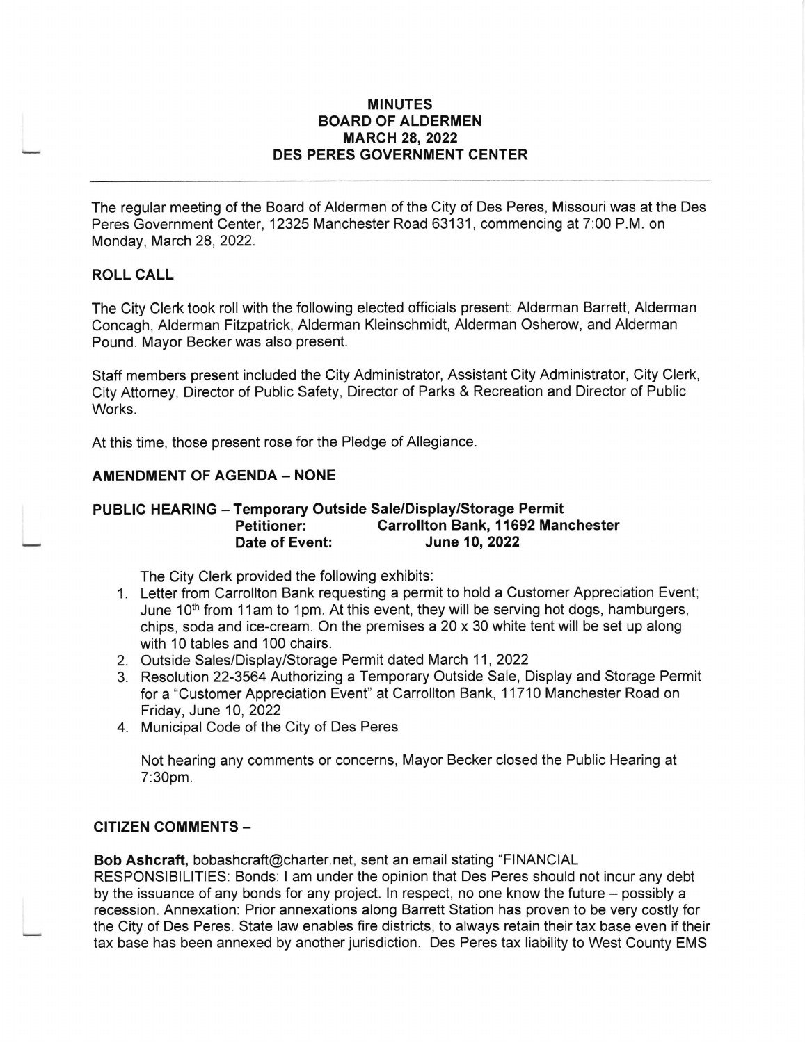# MINUTES
# BOARD OF ALDERMEN
# MARCH 28, 2022
# DES PERES GOVERNMENT CENTER

The regular meeting of the Board of Aldermen of the City of Des Peres, Missouri was at the Des Peres Government Center, 12325 Manchester Road 63131, commencing at 7:00 P.M. on Monday, March 28, 2022.

## ROLL CALL

The City Clerk took roll with the following elected officials present: Alderman Barrett, Alderman Concagh, Alderman Fitzpatrick, Alderman Kleinschmidt, Alderman Osherow, and Alderman Pound. Mayor Becker was also present.

Staff members present included the City Administrator, Assistant City Administrator, City Clerk, City Attorney, Director of Public Safety, Director of Parks & Recreation and Director of Public Works.

At this time, those present rose for the Pledge of Allegiance.

## AMENDMENT OF AGENDA – NONE

## PUBLIC HEARING – Temporary Outside Sale/Display/Storage Permit
**Petitioner: Carrollton Bank, 11692 Manchester**
**Date of Event: June 10, 2022**

The City Clerk provided the following exhibits:

1. Letter from Carrollton Bank requesting a permit to hold a Customer Appreciation Event; June 10th from 11am to 1pm. At this event, they will be serving hot dogs, hamburgers, chips, soda and ice-cream. On the premises a 20 x 30 white tent will be set up along with 10 tables and 100 chairs.
2. Outside Sales/Display/Storage Permit dated March 11, 2022
3. Resolution 22-3564 Authorizing a Temporary Outside Sale, Display and Storage Permit for a "Customer Appreciation Event" at Carrollton Bank, 11710 Manchester Road on Friday, June 10, 2022
4. Municipal Code of the City of Des Peres

Not hearing any comments or concerns, Mayor Becker closed the Public Hearing at 7:30pm.

## CITIZEN COMMENTS –

**Bob Ashcraft,** bobashcraft@charter.net, sent an email stating "FINANCIAL RESPONSIBILITIES: Bonds: I am under the opinion that Des Peres should not incur any debt by the issuance of any bonds for any project. In respect, no one know the future – possibly a recession. Annexation: Prior annexations along Barrett Station has proven to be very costly for the City of Des Peres. State law enables fire districts, to always retain their tax base even if their tax base has been annexed by another jurisdiction. Des Peres tax liability to West County EMS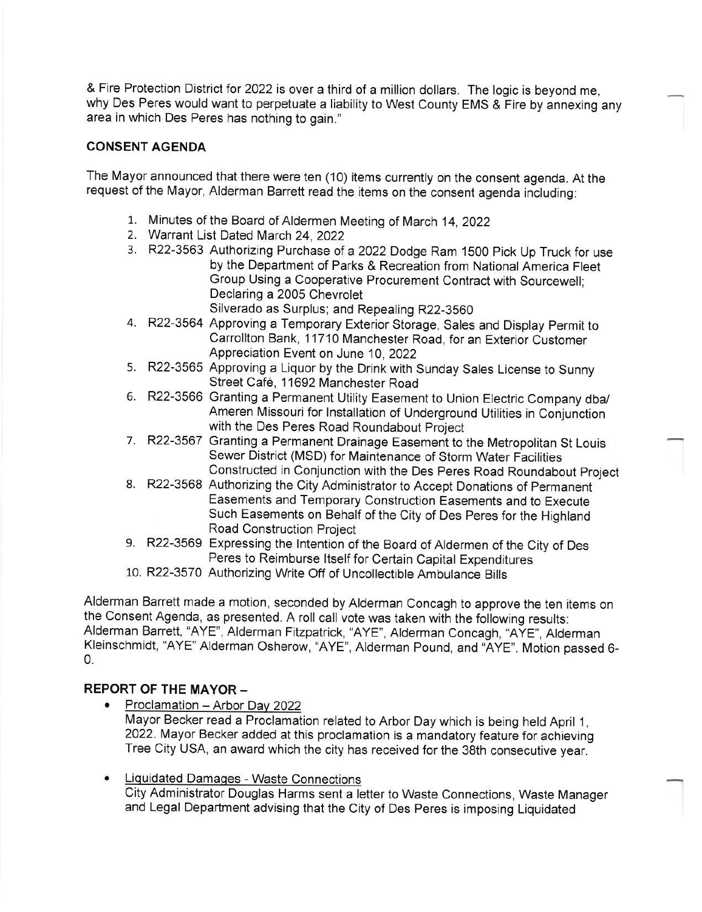& Fire Protection District for 2022 is over a third of a million dollars. The logic is beyond me, why Des Peres would want to perpetuate a liability to West County EMS & Fire by annexing any area in which Des Peres has nothing to gain."

### CONSENT AGENDA

The Mayor announced that there were ten (10) items currently on the consent agenda. At the request of the Mayor, Alderman Barrett read the items on the consent agenda including:

1. Minutes of the Board of Aldermen Meeting of March 14, 2022
2. Warrant List Dated March 24, 2022
3. R22-3563 Authorizing Purchase of a 2022 Dodge Ram 1500 Pick Up Truck for use by the Department of Parks & Recreation from National America Fleet Group Using a Cooperative Procurement Contract with Sourcewell; Declaring a 2005 Chevrolet Silverado as Surplus; and Repealing R22-3560
4. R22-3564 Approving a Temporary Exterior Storage, Sales and Display Permit to Carrollton Bank, 11710 Manchester Road, for an Exterior Customer Appreciation Event on June 10, 2022
5. R22-3565 Approving a Liquor by the Drink with Sunday Sales License to Sunny Street Café, 11692 Manchester Road
6. R22-3566 Granting a Permanent Utility Easement to Union Electric Company dba/ Ameren Missouri for Installation of Underground Utilities in Conjunction with the Des Peres Road Roundabout Project
7. R22-3567 Granting a Permanent Drainage Easement to the Metropolitan St Louis Sewer District (MSD) for Maintenance of Storm Water Facilities Constructed in Conjunction with the Des Peres Road Roundabout Project
8. R22-3568 Authorizing the City Administrator to Accept Donations of Permanent Easements and Temporary Construction Easements and to Execute Such Easements on Behalf of the City of Des Peres for the Highland Road Construction Project
9. R22-3569 Expressing the Intention of the Board of Aldermen of the City of Des Peres to Reimburse Itself for Certain Capital Expenditures
10. R22-3570 Authorizing Write Off of Uncollectible Ambulance Bills

Alderman Barrett made a motion, seconded by Alderman Concagh to approve the ten items on the Consent Agenda, as presented. A roll call vote was taken with the following results: Alderman Barrett, "AYE", Alderman Fitzpatrick, "AYE", Alderman Concagh, "AYE", Alderman Kleinschmidt, "AYE" Alderman Osherow, "AYE", Alderman Pound, and "AYE". Motion passed 6-0.

### REPORT OF THE MAYOR –

- Proclamation – Arbor Day 2022
  Mayor Becker read a Proclamation related to Arbor Day which is being held April 1, 2022. Mayor Becker added at this proclamation is a mandatory feature for achieving Tree City USA, an award which the city has received for the 38th consecutive year.

- Liquidated Damages - Waste Connections
  City Administrator Douglas Harms sent a letter to Waste Connections, Waste Manager and Legal Department advising that the City of Des Peres is imposing Liquidated